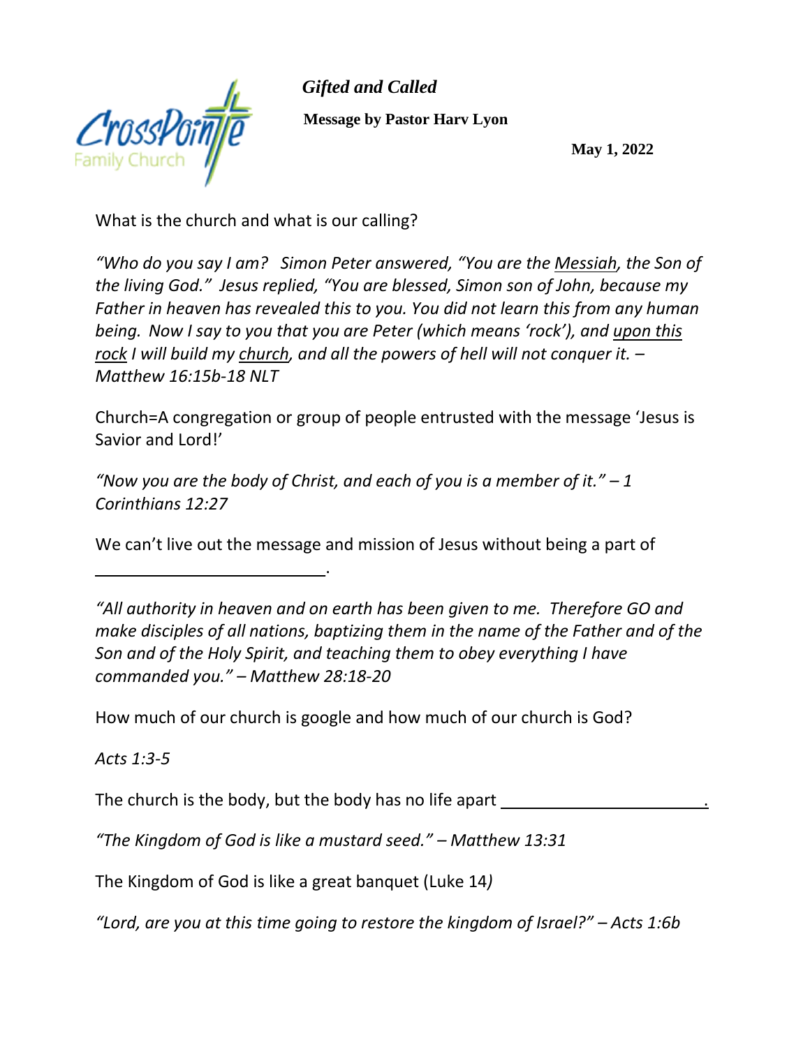CrossPointe Family Church

***Gifted and Called***

**Message by Pastor Harv Lyon**

**May 1, 2022**

What is the church and what is our calling?

*"Who do you say I am? Simon Peter answered, "You are the <u>Messiah</u>, the Son of the living God." Jesus replied, "You are blessed, Simon son of John, because my Father in heaven has revealed this to you. You did not learn this from any human being. Now I say to you that you are Peter (which means 'rock'), and <u>upon this rock</u> I will build my <u>church</u>, and all the powers of hell will not conquer it. – Matthew 16:15b-18 NLT*

Church=A congregation or group of people entrusted with the message 'Jesus is Savior and Lord!'

*"Now you are the body of Christ, and each of you is a member of it." – 1 Corinthians 12:27*

We can't live out the message and mission of Jesus without being a part of \_\_\_\_\_\_\_\_\_\_\_\_\_\_\_\_\_\_\_\_\_\_\_\_.

*"All authority in heaven and on earth has been given to me. Therefore GO and make disciples of all nations, baptizing them in the name of the Father and of the Son and of the Holy Spirit, and teaching them to obey everything I have commanded you." – Matthew 28:18-20*

How much of our church is google and how much of our church is God?

*Acts 1:3-5*

The church is the body, but the body has no life apart \_\_\_\_\_\_\_\_\_\_\_\_\_\_\_\_\_\_\_\_\_\_\_\_.

*"The Kingdom of God is like a mustard seed." – Matthew 13:31*

The Kingdom of God is like a great banquet (Luke 14*)*

*"Lord, are you at this time going to restore the kingdom of Israel?" – Acts 1:6b*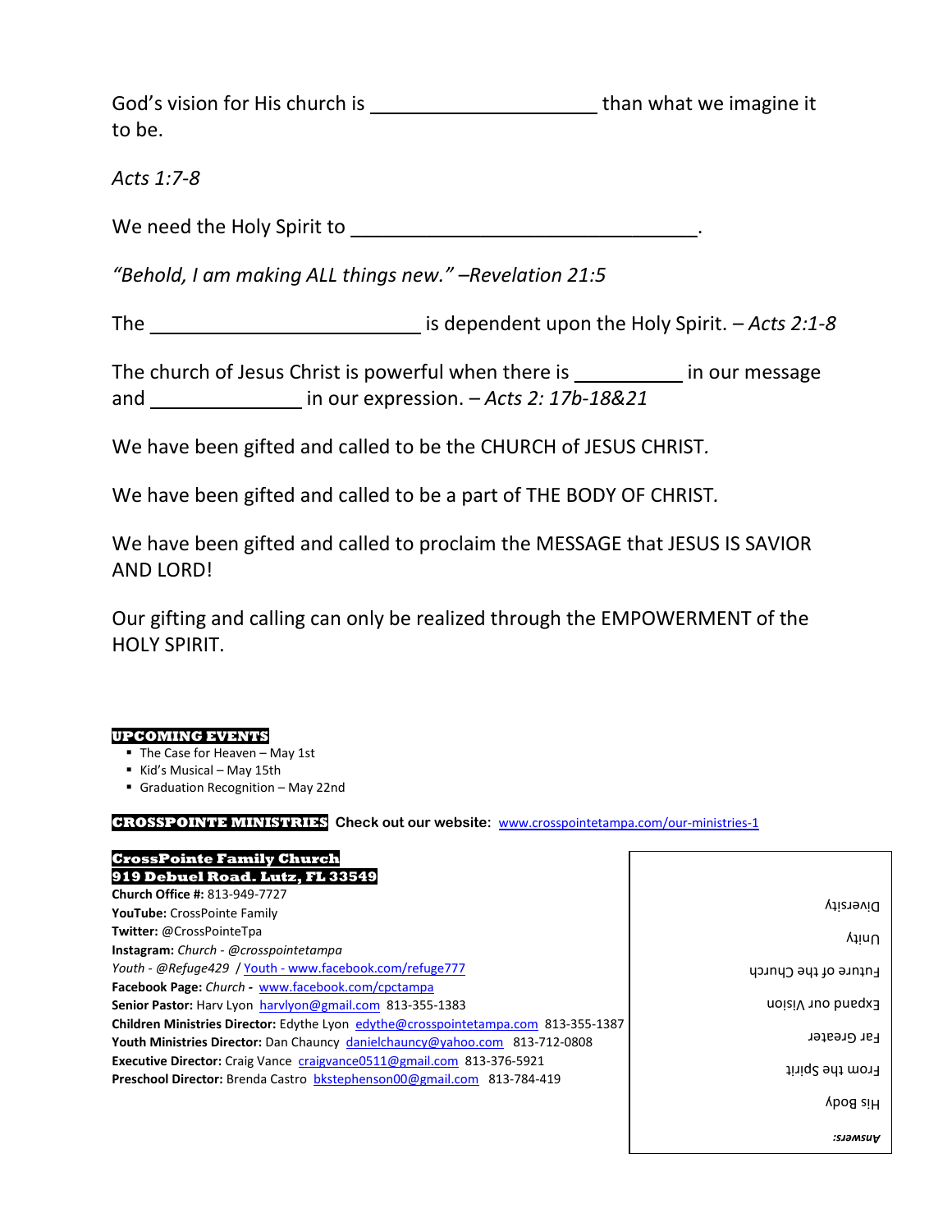God's vision for His church is ____________________ than what we imagine it to be.

*Acts 1:7-8*

We need the Holy Spirit to ______________________________.

*"Behold, I am making ALL things new." –Revelation 21:5*

The ________________________ is dependent upon the Holy Spirit. – *Acts 2:1-8*

The church of Jesus Christ is powerful when there is __________ in our message and ______________ in our expression. – *Acts 2: 17b-18&21*

We have been gifted and called to be the CHURCH of JESUS CHRIST.

We have been gifted and called to be a part of THE BODY OF CHRIST.

We have been gifted and called to proclaim the MESSAGE that JESUS IS SAVIOR AND LORD!

Our gifting and calling can only be realized through the EMPOWERMENT of the HOLY SPIRIT.

**UPCOMING EVENTS**

- The Case for Heaven – May 1st
- Kid's Musical – May 15th
- Graduation Recognition – May 22nd

**CROSSPOINTE MINISTRIES** **Check out our website:** www.crosspointetampa.com/our-ministries-1

**CrossPointe Family Church**
**919 Debuel Road. Lutz, FL 33549**
**Church Office #:** 813-949-7727
**YouTube:** CrossPointe Family
**Twitter:** @CrossPointeTpa
**Instagram:** *Church - @crosspointetampa*
*Youth - @Refuge429* / Youth - www.facebook.com/refuge777
**Facebook Page:** *Church -* www.facebook.com/cpctampa
**Senior Pastor:** Harv Lyon harvlyon@gmail.com 813-355-1383
**Children Ministries Director:** Edythe Lyon edythe@crosspointetampa.com 813-355-1387
**Youth Ministries Director:** Dan Chauncy danielchauncy@yahoo.com 813-712-0808
**Executive Director:** Craig Vance craigvance0511@gmail.com 813-376-5921
**Preschool Director:** Brenda Castro bkstephenson00@gmail.com 813-784-419

***Answers:***
His Body
From the Spirit
Far Greater
Expand our Vision
Future of the Church
Unity
Diversity